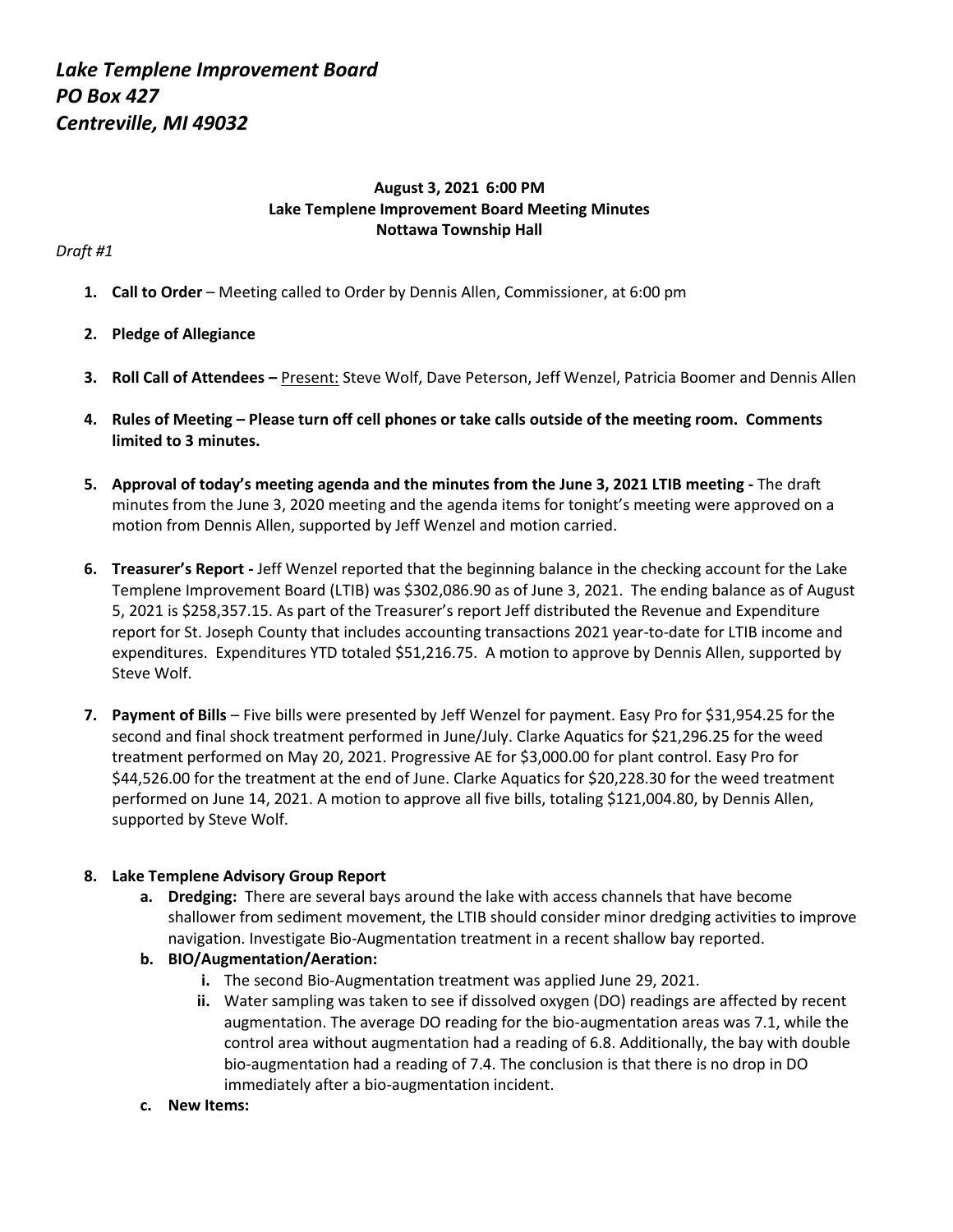***Lake Templene Improvement Board***
***PO Box 427***
***Centreville, MI 49032***

**August 3, 2021 6:00 PM**
**Lake Templene Improvement Board Meeting Minutes**
**Nottawa Township Hall**

*Draft #1*

1. **Call to Order** – Meeting called to Order by Dennis Allen, Commissioner, at 6:00 pm

2. **Pledge of Allegiance**

3. **Roll Call of Attendees –** Present: Steve Wolf, Dave Peterson, Jeff Wenzel, Patricia Boomer and Dennis Allen

4. **Rules of Meeting – Please turn off cell phones or take calls outside of the meeting room. Comments limited to 3 minutes.**

5. **Approval of today's meeting agenda and the minutes from the June 3, 2021 LTIB meeting -** The draft minutes from the June 3, 2020 meeting and the agenda items for tonight's meeting were approved on a motion from Dennis Allen, supported by Jeff Wenzel and motion carried.

6. **Treasurer's Report -** Jeff Wenzel reported that the beginning balance in the checking account for the Lake Templene Improvement Board (LTIB) was $302,086.90 as of June 3, 2021. The ending balance as of August 5, 2021 is $258,357.15. As part of the Treasurer's report Jeff distributed the Revenue and Expenditure report for St. Joseph County that includes accounting transactions 2021 year-to-date for LTIB income and expenditures. Expenditures YTD totaled $51,216.75. A motion to approve by Dennis Allen, supported by Steve Wolf.

7. **Payment of Bills** – Five bills were presented by Jeff Wenzel for payment. Easy Pro for $31,954.25 for the second and final shock treatment performed in June/July. Clarke Aquatics for $21,296.25 for the weed treatment performed on May 20, 2021. Progressive AE for $3,000.00 for plant control. Easy Pro for $44,526.00 for the treatment at the end of June. Clarke Aquatics for $20,228.30 for the weed treatment performed on June 14, 2021. A motion to approve all five bills, totaling $121,004.80, by Dennis Allen, supported by Steve Wolf.

8. **Lake Templene Advisory Group Report**
   a. **Dredging:** There are several bays around the lake with access channels that have become shallower from sediment movement, the LTIB should consider minor dredging activities to improve navigation. Investigate Bio-Augmentation treatment in a recent shallow bay reported.
   b. **BIO/Augmentation/Aeration:**
      i. The second Bio-Augmentation treatment was applied June 29, 2021.
      ii. Water sampling was taken to see if dissolved oxygen (DO) readings are affected by recent augmentation. The average DO reading for the bio-augmentation areas was 7.1, while the control area without augmentation had a reading of 6.8. Additionally, the bay with double bio-augmentation had a reading of 7.4. The conclusion is that there is no drop in DO immediately after a bio-augmentation incident.
   c. **New Items:**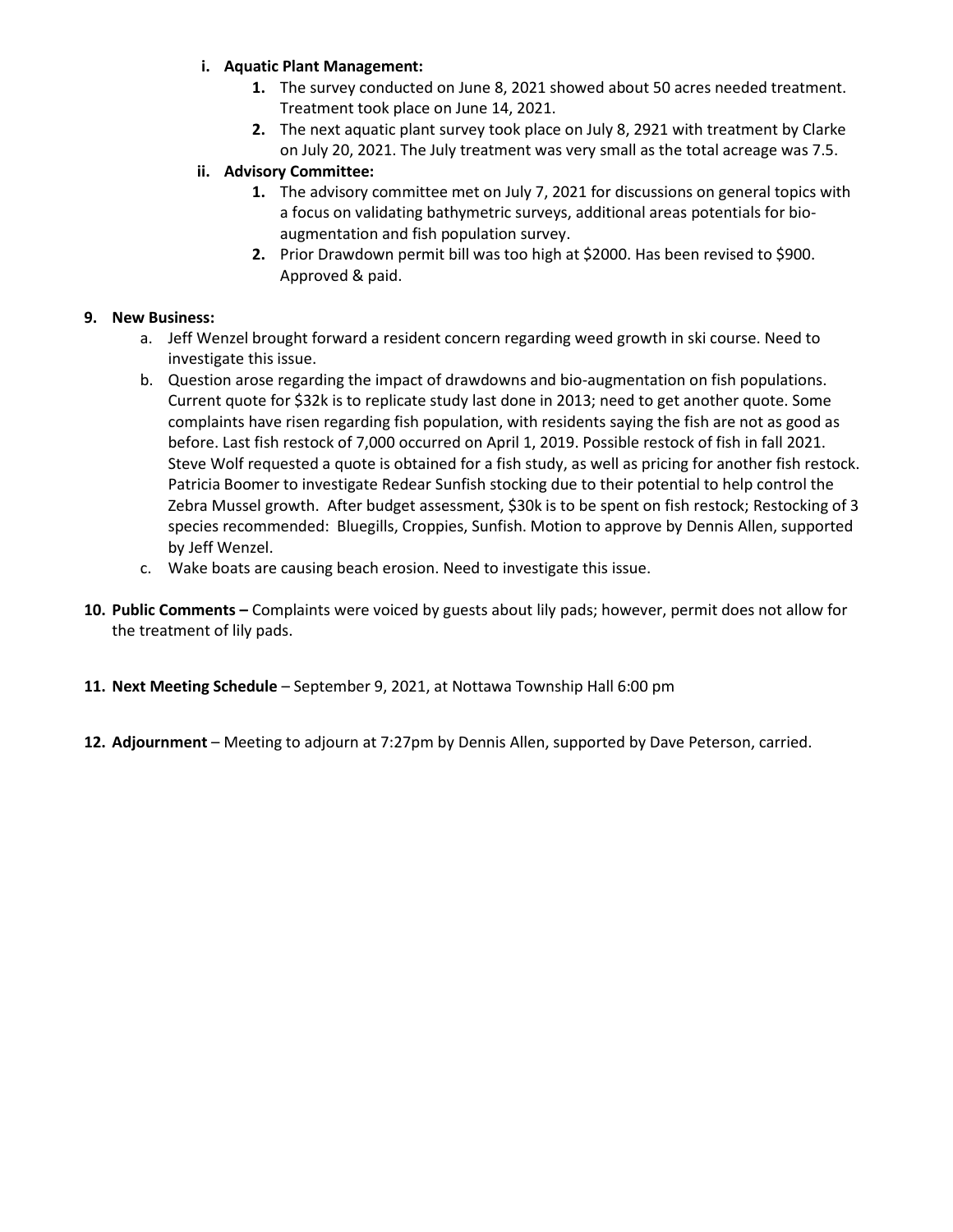i. **Aquatic Plant Management:**
   1. The survey conducted on June 8, 2021 showed about 50 acres needed treatment. Treatment took place on June 14, 2021.
   2. The next aquatic plant survey took place on July 8, 2921 with treatment by Clarke on July 20, 2021. The July treatment was very small as the total acreage was 7.5.

ii. **Advisory Committee:**
   1. The advisory committee met on July 7, 2021 for discussions on general topics with a focus on validating bathymetric surveys, additional areas potentials for bio-augmentation and fish population survey.
   2. Prior Drawdown permit bill was too high at $2000. Has been revised to $900. Approved & paid.

**9. New Business:**

a. Jeff Wenzel brought forward a resident concern regarding weed growth in ski course. Need to investigate this issue.

b. Question arose regarding the impact of drawdowns and bio-augmentation on fish populations. Current quote for $32k is to replicate study last done in 2013; need to get another quote. Some complaints have risen regarding fish population, with residents saying the fish are not as good as before. Last fish restock of 7,000 occurred on April 1, 2019. Possible restock of fish in fall 2021. Steve Wolf requested a quote is obtained for a fish study, as well as pricing for another fish restock. Patricia Boomer to investigate Redear Sunfish stocking due to their potential to help control the Zebra Mussel growth. After budget assessment, $30k is to be spent on fish restock; Restocking of 3 species recommended: Bluegills, Croppies, Sunfish. Motion to approve by Dennis Allen, supported by Jeff Wenzel.

c. Wake boats are causing beach erosion. Need to investigate this issue.

**10. Public Comments –** Complaints were voiced by guests about lily pads; however, permit does not allow for the treatment of lily pads.

**11. Next Meeting Schedule** – September 9, 2021, at Nottawa Township Hall 6:00 pm

**12. Adjournment** – Meeting to adjourn at 7:27pm by Dennis Allen, supported by Dave Peterson, carried.